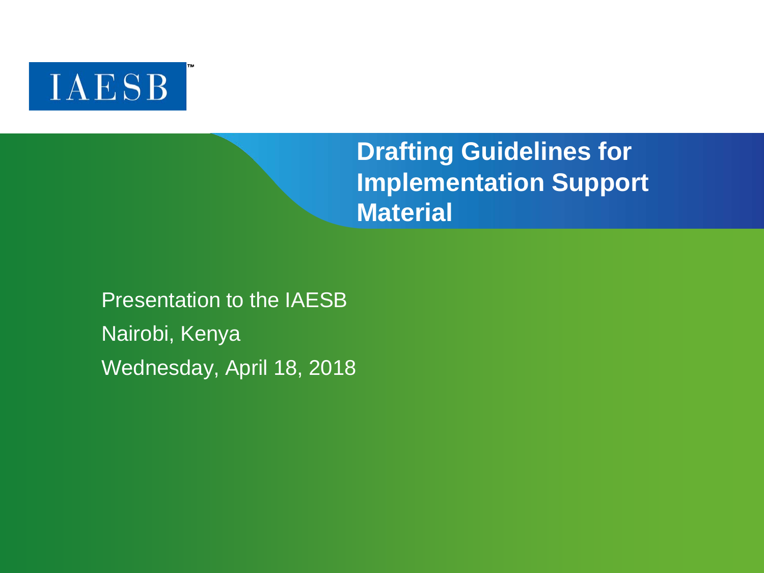IAESB™

# Drafting Guidelines for Implementation Support Material

Presentation to the IAESB

Nairobi, Kenya

Wednesday, April 18, 2018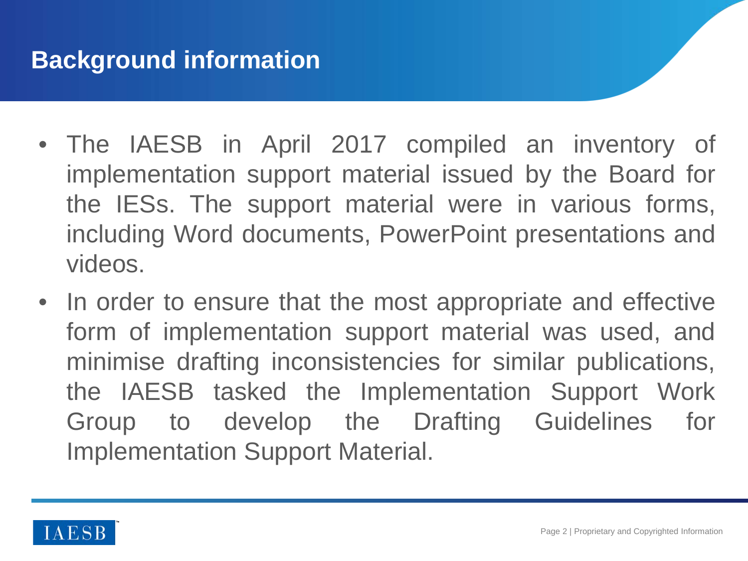## Background information

- The IAESB in April 2017 compiled an inventory of implementation support material issued by the Board for the IESs. The support material were in various forms, including Word documents, PowerPoint presentations and videos.
- In order to ensure that the most appropriate and effective form of implementation support material was used, and minimise drafting inconsistencies for similar publications, the IAESB tasked the Implementation Support Work Group to develop the Drafting Guidelines for Implementation Support Material.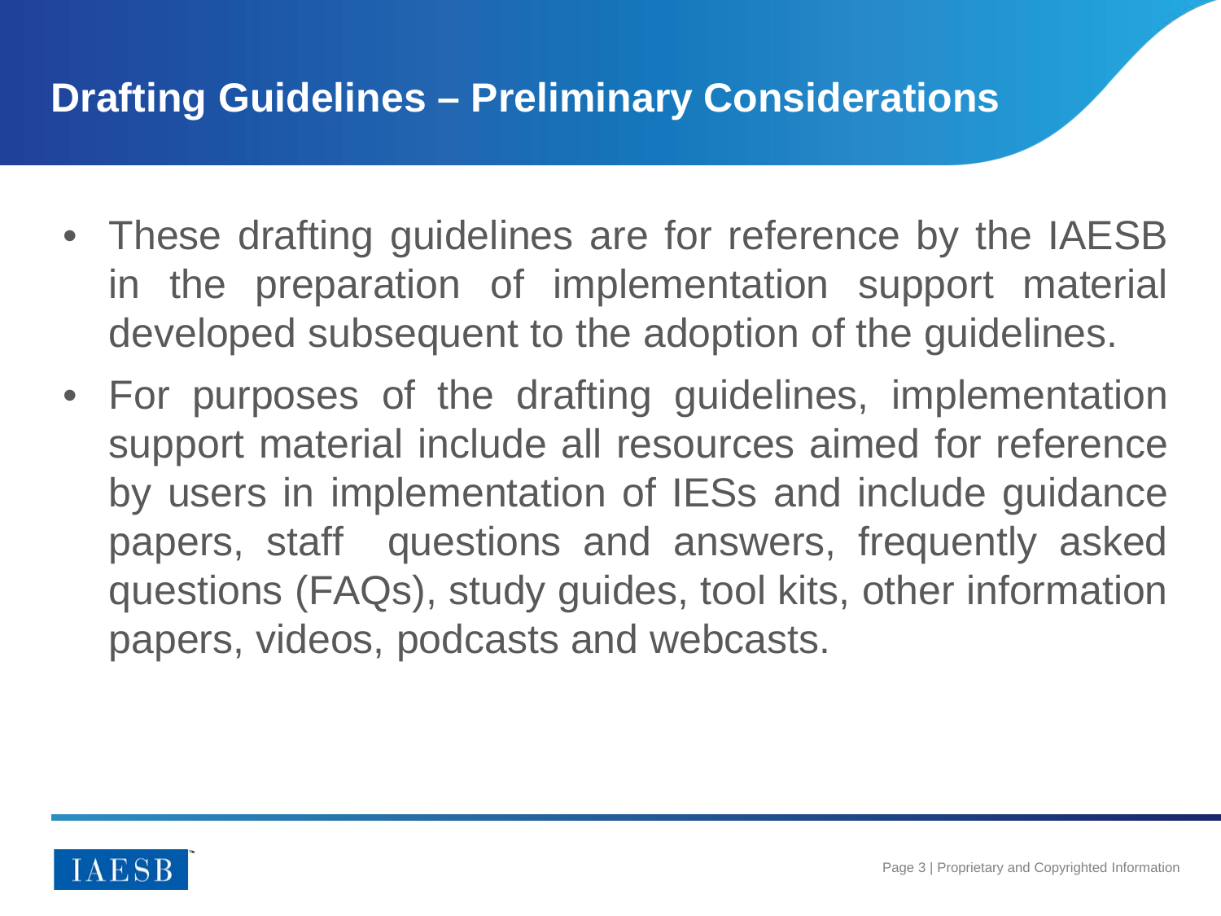## Drafting Guidelines – Preliminary Considerations

- These drafting guidelines are for reference by the IAESB in the preparation of implementation support material developed subsequent to the adoption of the guidelines.
- For purposes of the drafting guidelines, implementation support material include all resources aimed for reference by users in implementation of IESs and include guidance papers, staff questions and answers, frequently asked questions (FAQs), study guides, tool kits, other information papers, videos, podcasts and webcasts.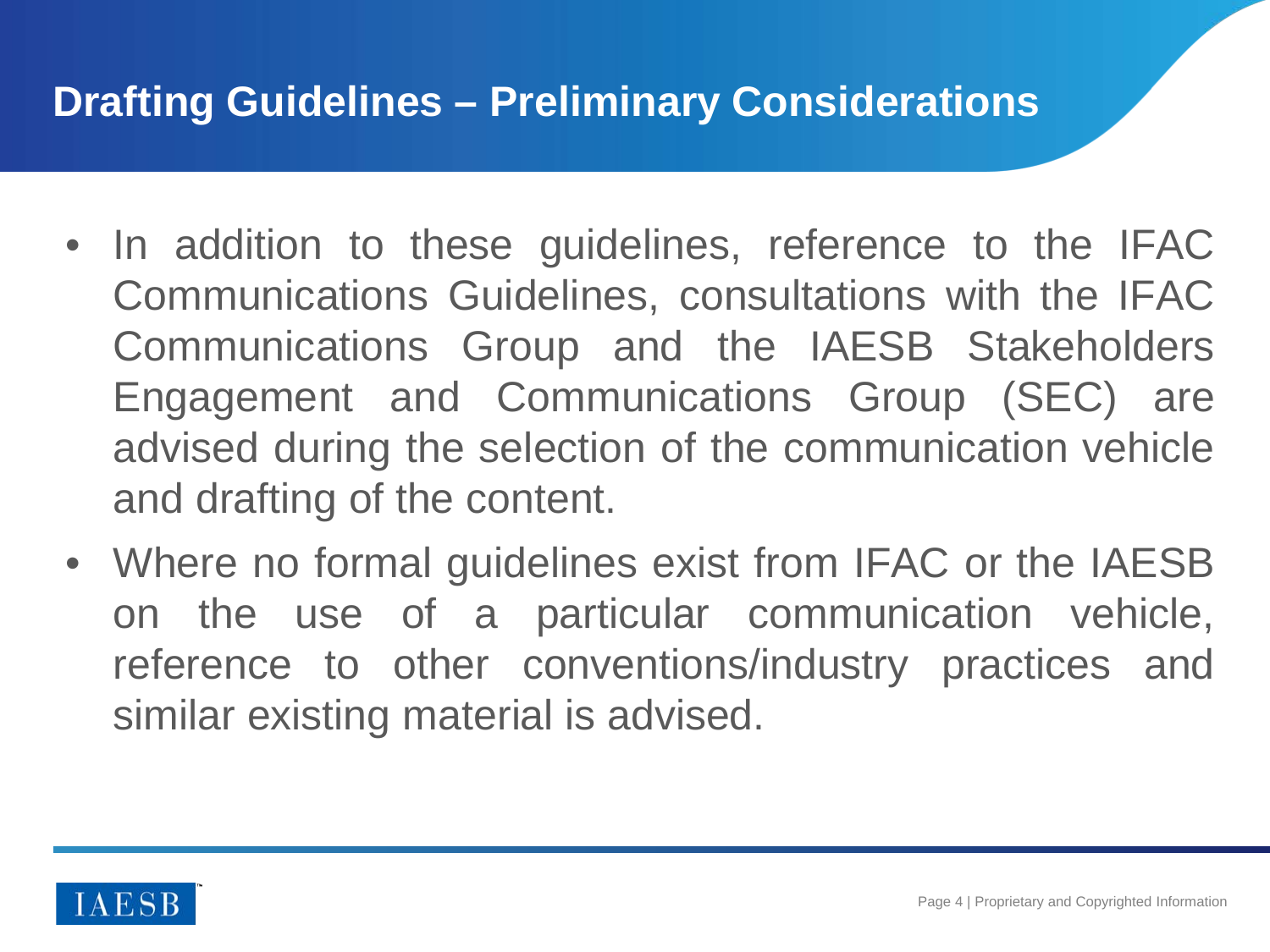# Drafting Guidelines – Preliminary Considerations

- In addition to these guidelines, reference to the IFAC Communications Guidelines, consultations with the IFAC Communications Group and the IAESB Stakeholders Engagement and Communications Group (SEC) are advised during the selection of the communication vehicle and drafting of the content.
- Where no formal guidelines exist from IFAC or the IAESB on the use of a particular communication vehicle, reference to other conventions/industry practices and similar existing material is advised.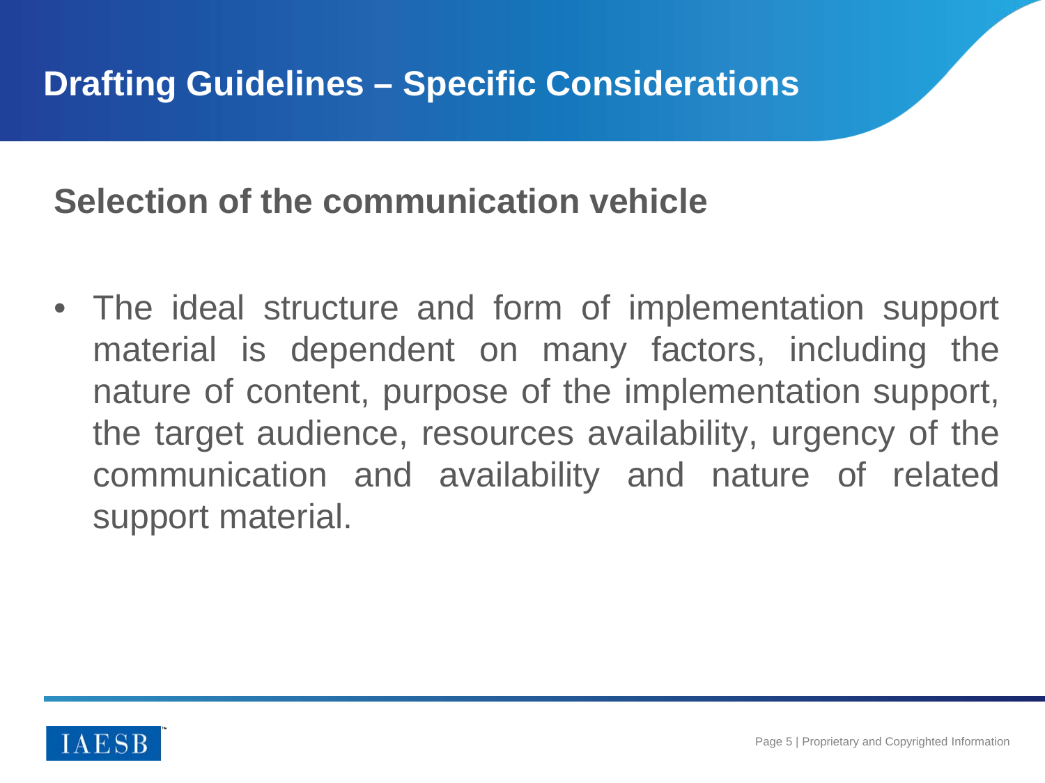# Drafting Guidelines – Specific Considerations

## Selection of the communication vehicle

- The ideal structure and form of implementation support material is dependent on many factors, including the nature of content, purpose of the implementation support, the target audience, resources availability, urgency of the communication and availability and nature of related support material.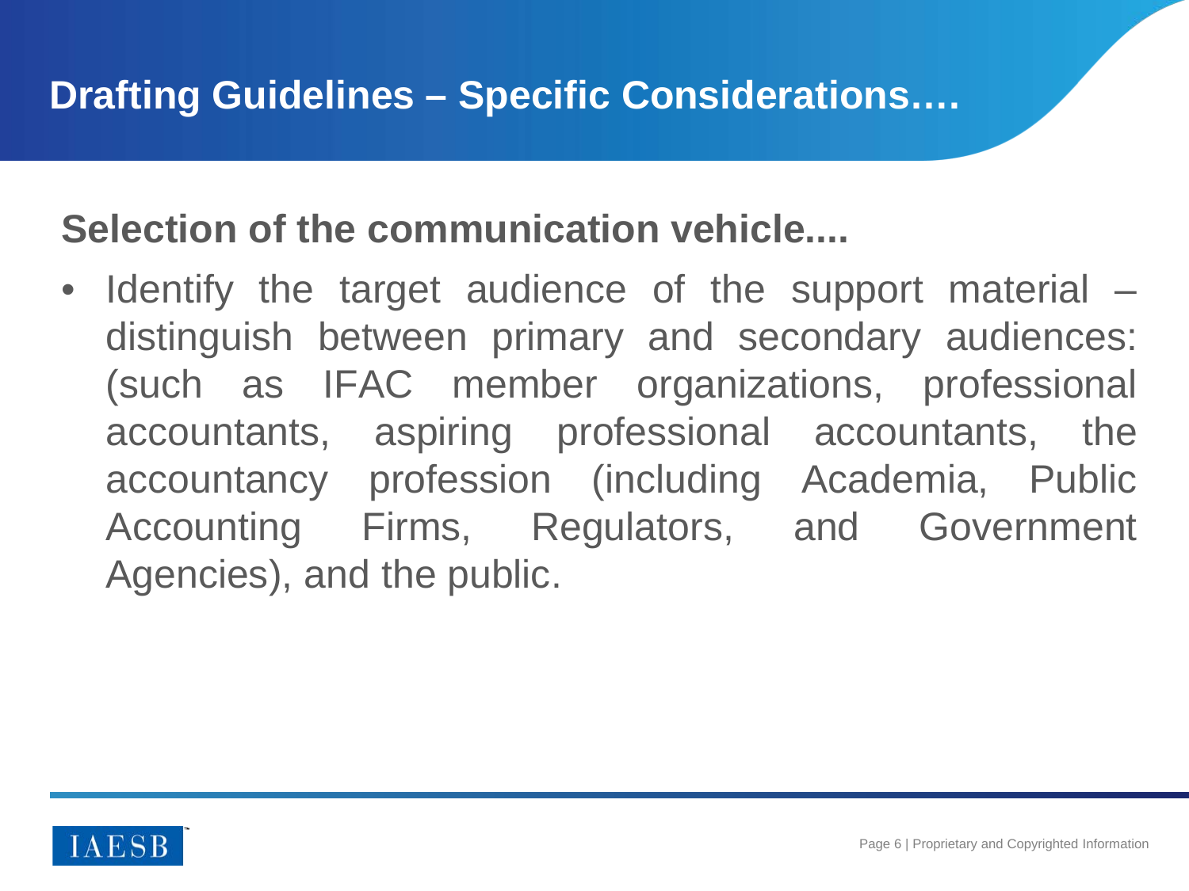# Drafting Guidelines – Specific Considerations….

## Selection of the communication vehicle....

- Identify the target audience of the support material – distinguish between primary and secondary audiences: (such as IFAC member organizations, professional accountants, aspiring professional accountants, the accountancy profession (including Academia, Public Accounting Firms, Regulators, and Government Agencies), and the public.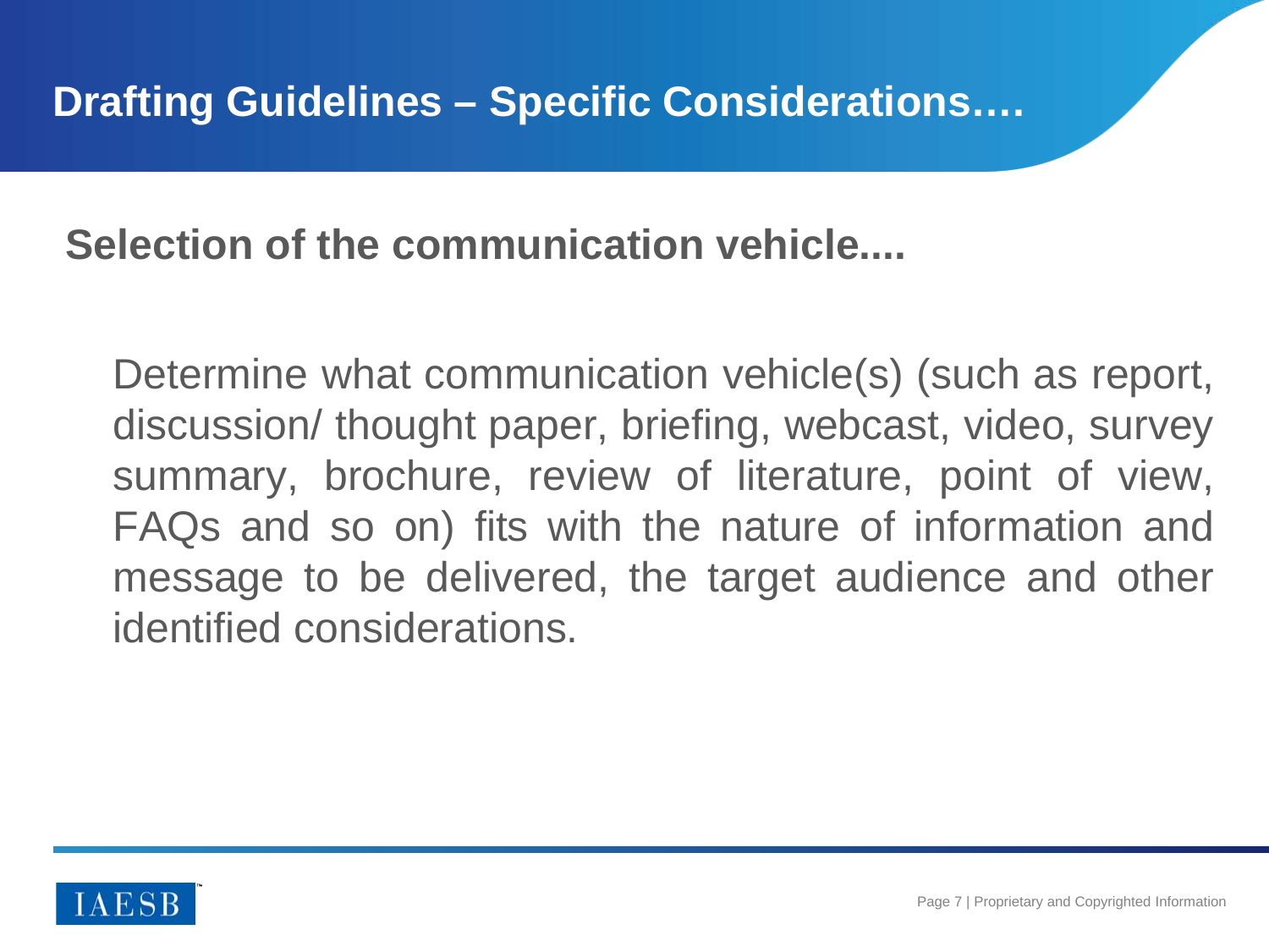# Drafting Guidelines – Specific Considerations….

## Selection of the communication vehicle....

Determine what communication vehicle(s) (such as report, discussion/ thought paper, briefing, webcast, video, survey summary, brochure, review of literature, point of view, FAQs and so on) fits with the nature of information and message to be delivered, the target audience and other identified considerations.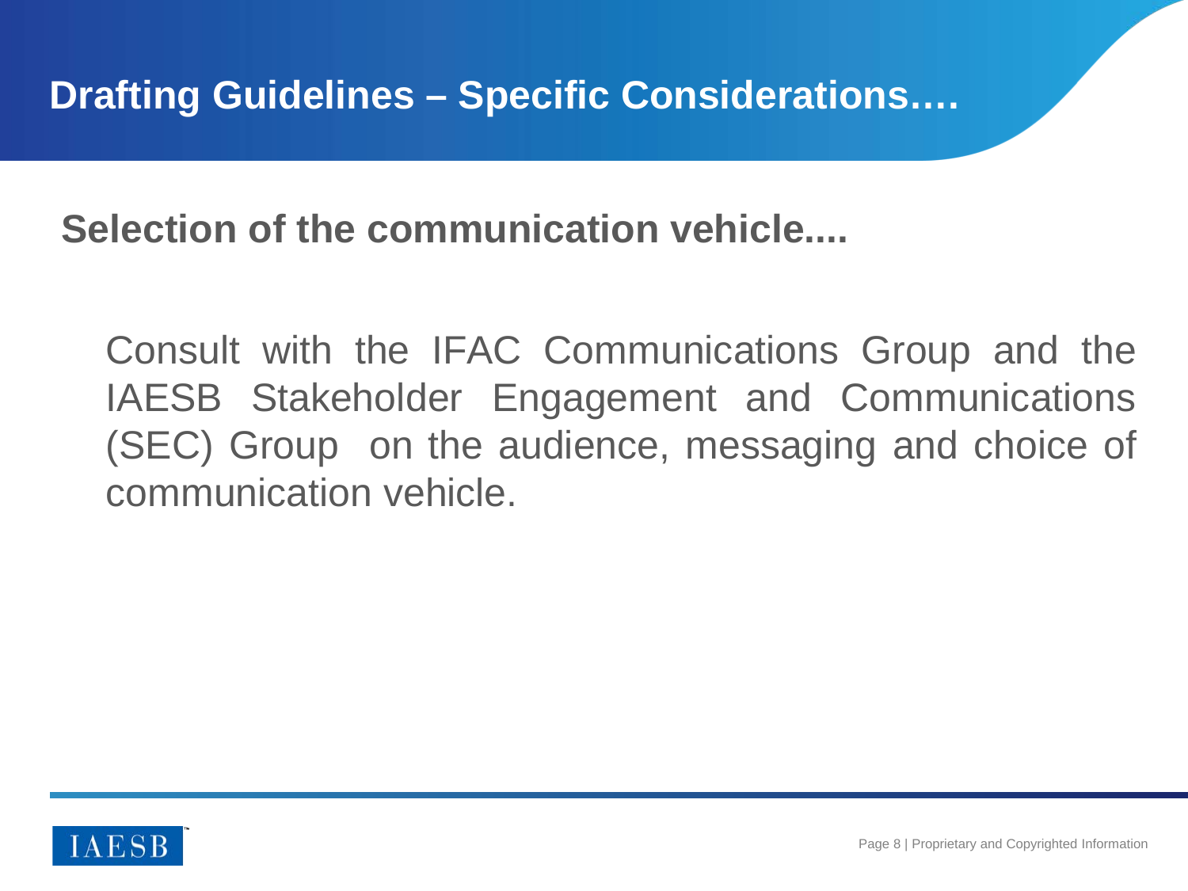# Drafting Guidelines – Specific Considerations….

## Selection of the communication vehicle....

Consult with the IFAC Communications Group and the IAESB Stakeholder Engagement and Communications (SEC) Group on the audience, messaging and choice of communication vehicle.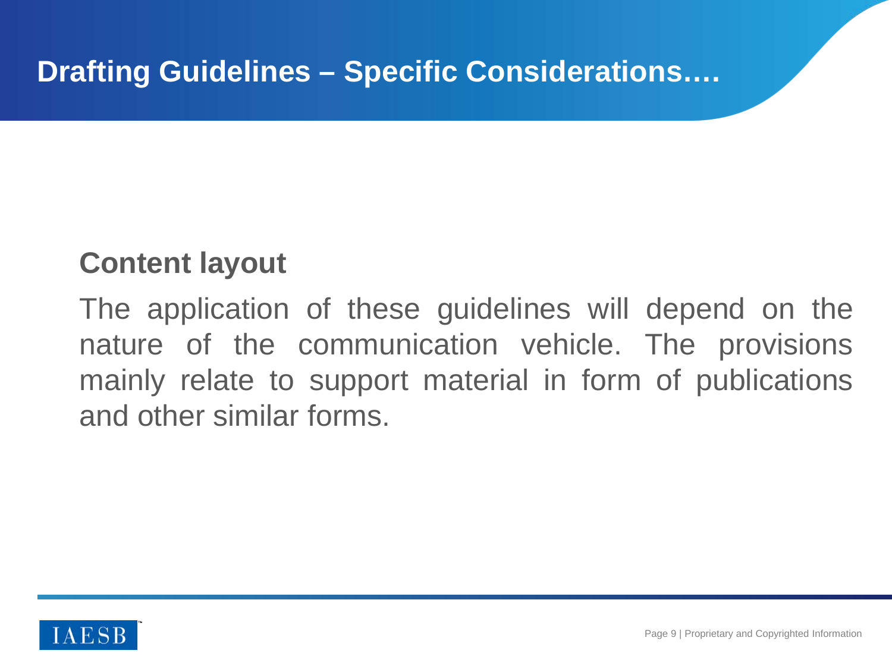# Drafting Guidelines – Specific Considerations….

**Content layout**

The application of these guidelines will depend on the nature of the communication vehicle. The provisions mainly relate to support material in form of publications and other similar forms.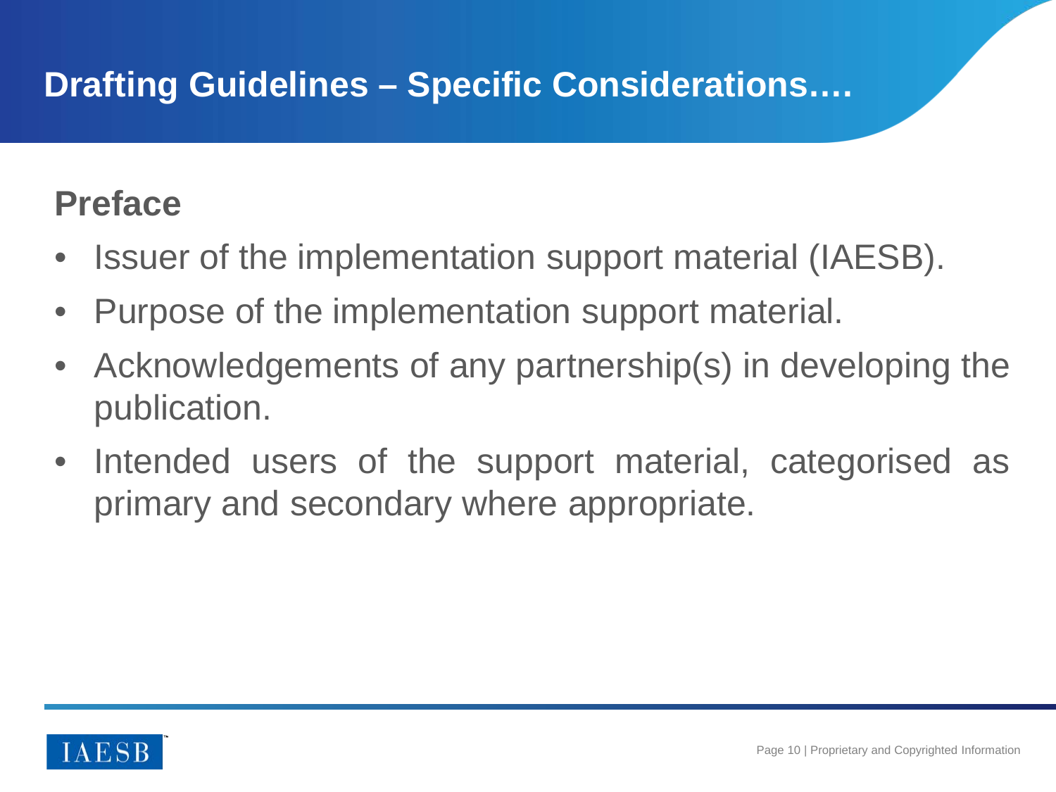# Drafting Guidelines – Specific Considerations….

## Preface

- Issuer of the implementation support material (IAESB).
- Purpose of the implementation support material.
- Acknowledgements of any partnership(s) in developing the publication.
- Intended users of the support material, categorised as primary and secondary where appropriate.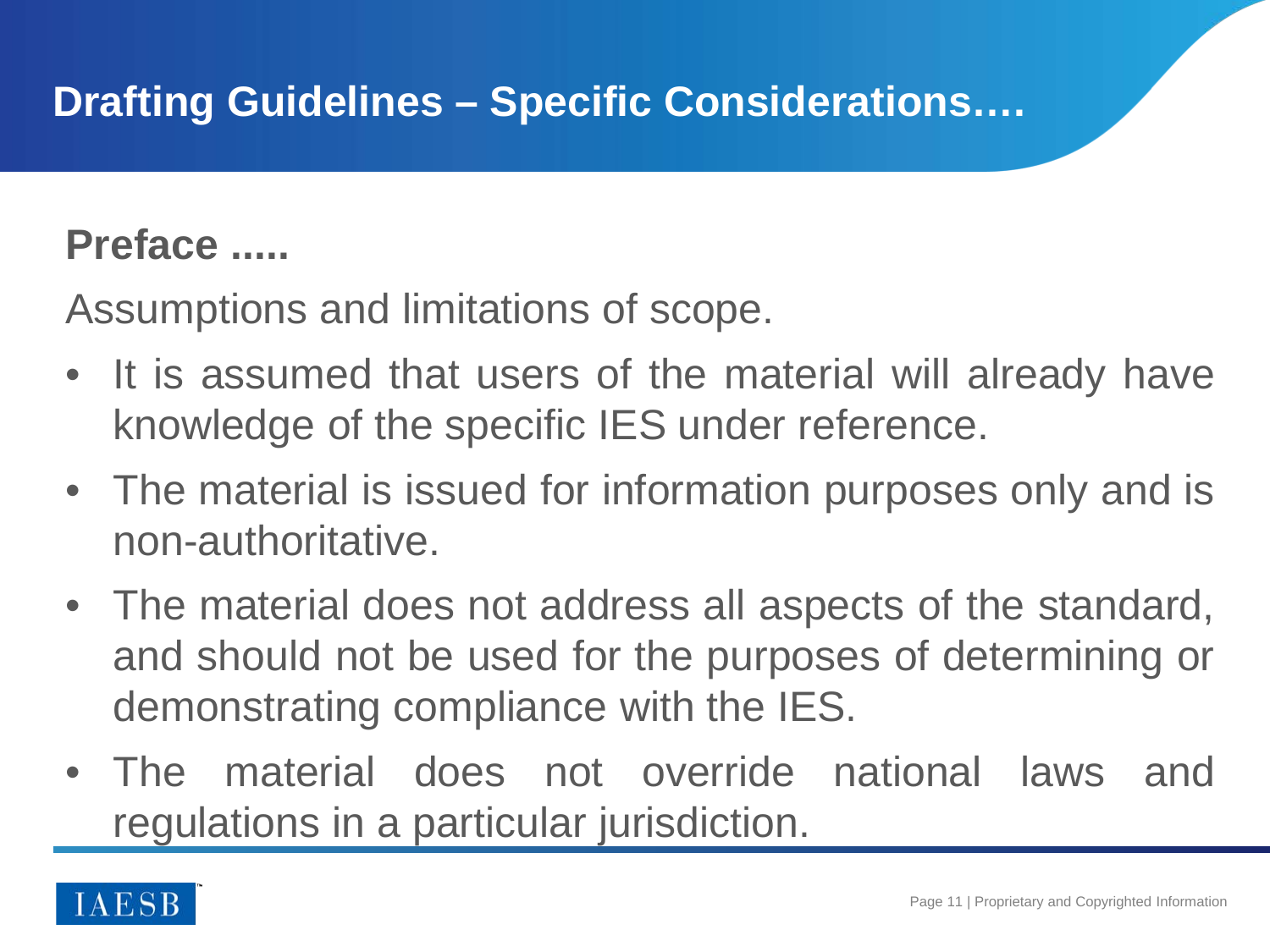# Drafting Guidelines – Specific Considerations….

**Preface .....**

Assumptions and limitations of scope.

- It is assumed that users of the material will already have knowledge of the specific IES under reference.
- The material is issued for information purposes only and is non-authoritative.
- The material does not address all aspects of the standard, and should not be used for the purposes of determining or demonstrating compliance with the IES.
- The material does not override national laws and regulations in a particular jurisdiction.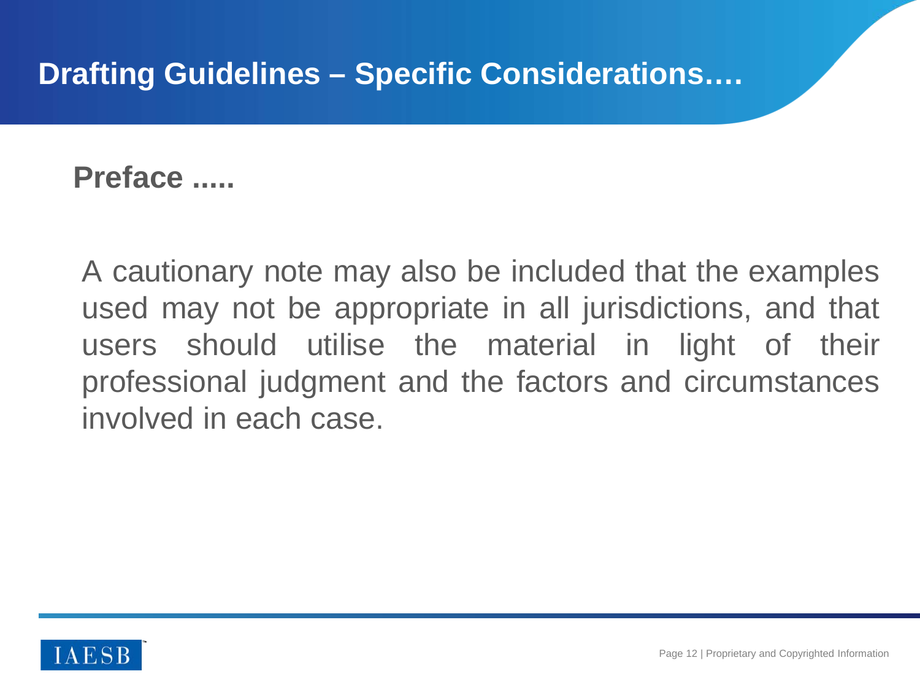# Drafting Guidelines – Specific Considerations….

## Preface .....

A cautionary note may also be included that the examples used may not be appropriate in all jurisdictions, and that users should utilise the material in light of their professional judgment and the factors and circumstances involved in each case.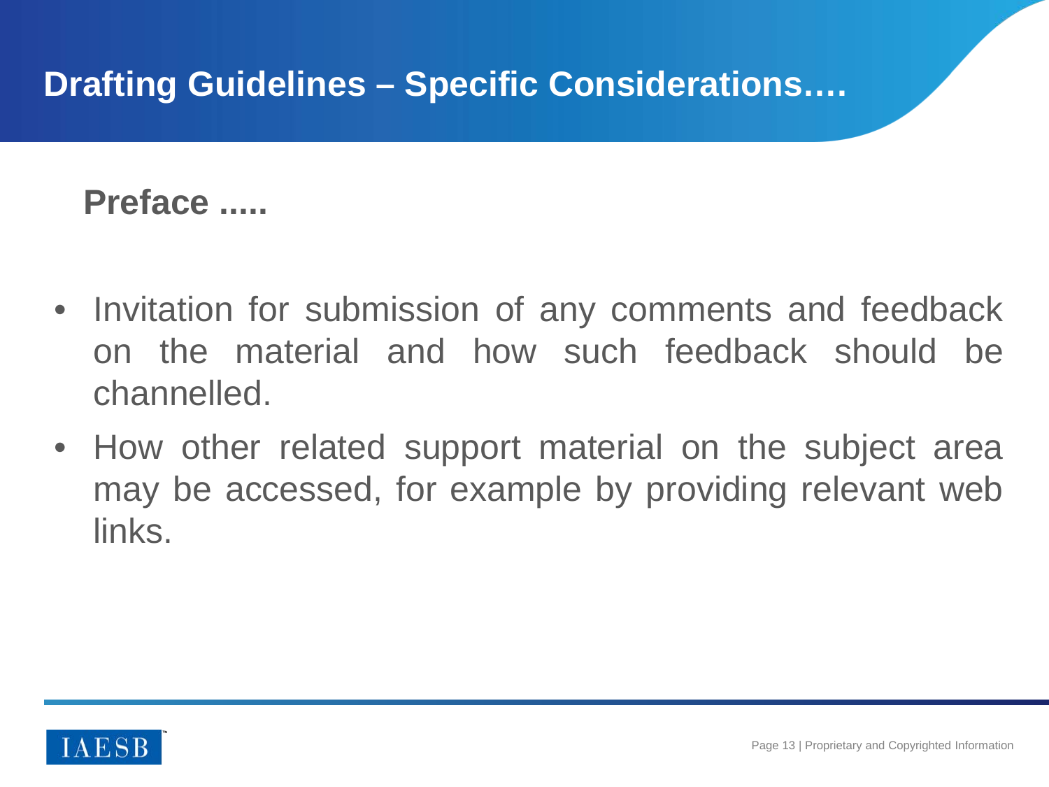# Drafting Guidelines – Specific Considerations….

## Preface .....

- Invitation for submission of any comments and feedback on the material and how such feedback should be channelled.
- How other related support material on the subject area may be accessed, for example by providing relevant web links.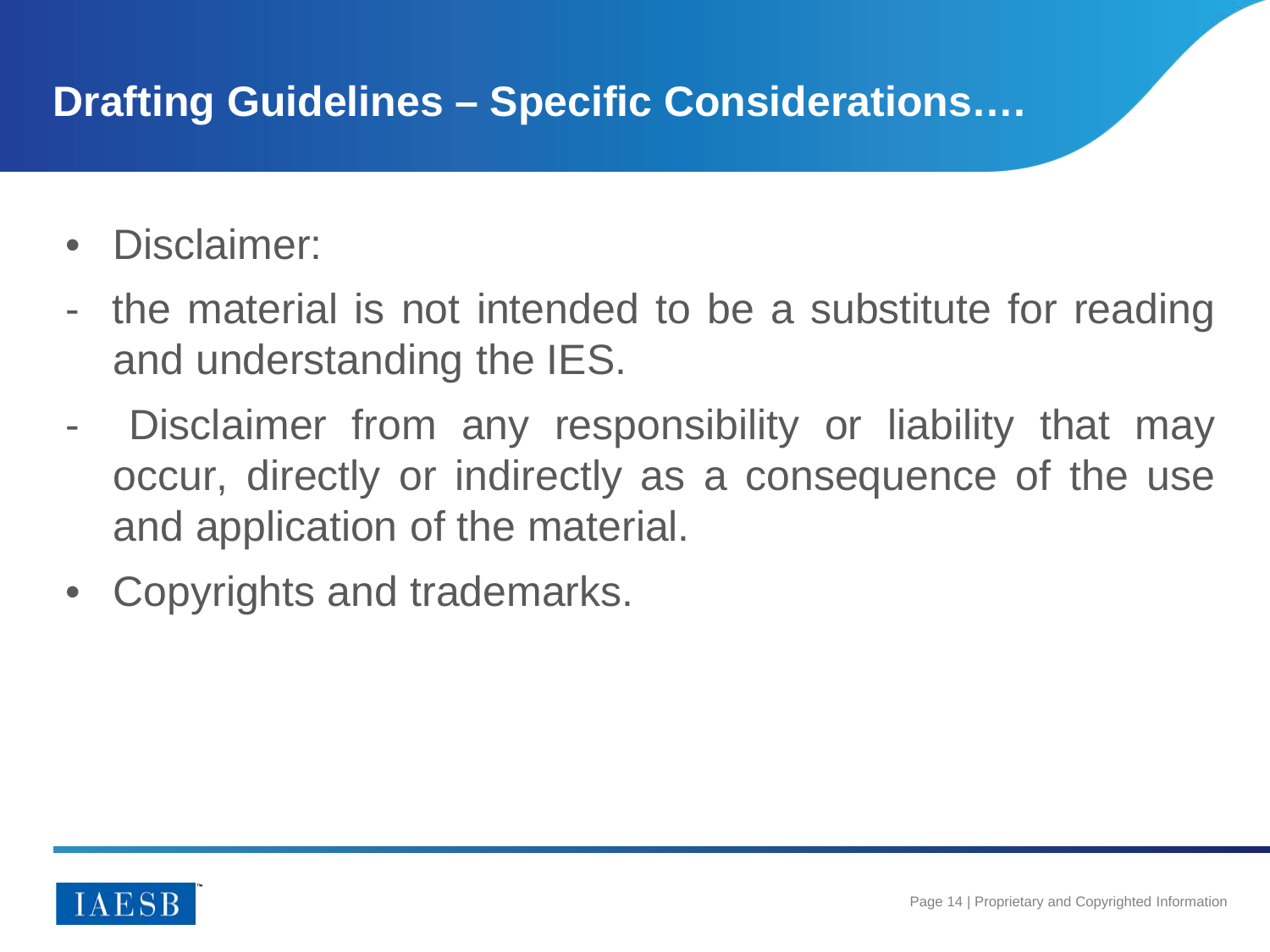## Drafting Guidelines – Specific Considerations….

- Disclaimer:
  - the material is not intended to be a substitute for reading and understanding the IES.
  - Disclaimer from any responsibility or liability that may occur, directly or indirectly as a consequence of the use and application of the material.
- Copyrights and trademarks.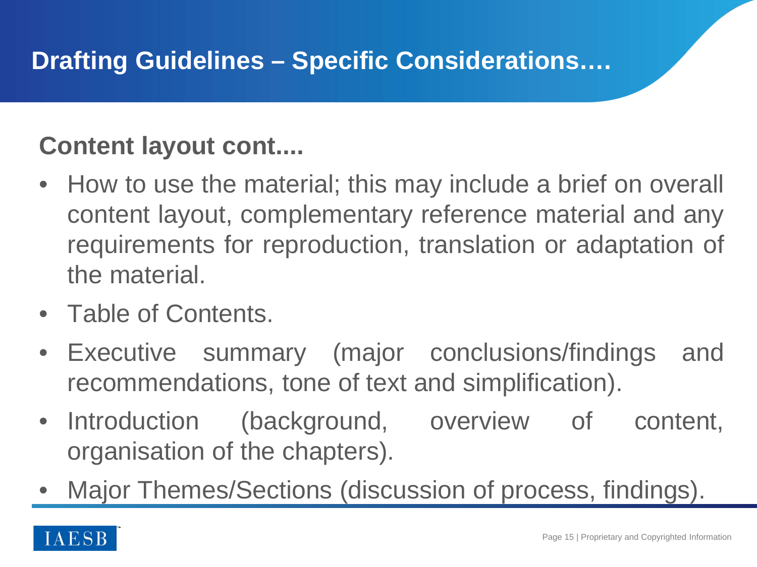# Drafting Guidelines – Specific Considerations….

## Content layout cont....

- How to use the material; this may include a brief on overall content layout, complementary reference material and any requirements for reproduction, translation or adaptation of the material.
- Table of Contents.
- Executive summary (major conclusions/findings and recommendations, tone of text and simplification).
- Introduction (background, overview of content, organisation of the chapters).
- Major Themes/Sections (discussion of process, findings).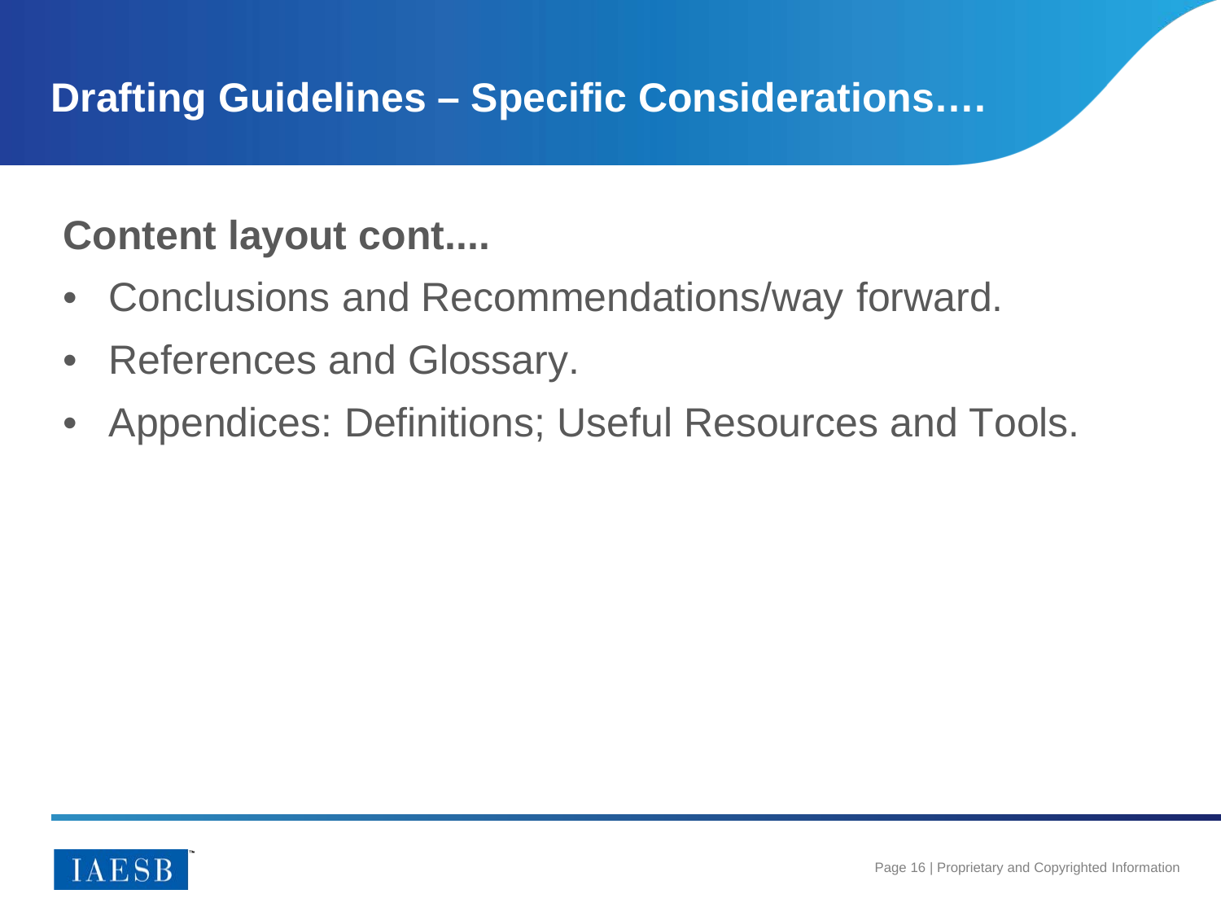# Drafting Guidelines – Specific Considerations….

## Content layout cont....

- Conclusions and Recommendations/way forward.
- References and Glossary.
- Appendices: Definitions; Useful Resources and Tools.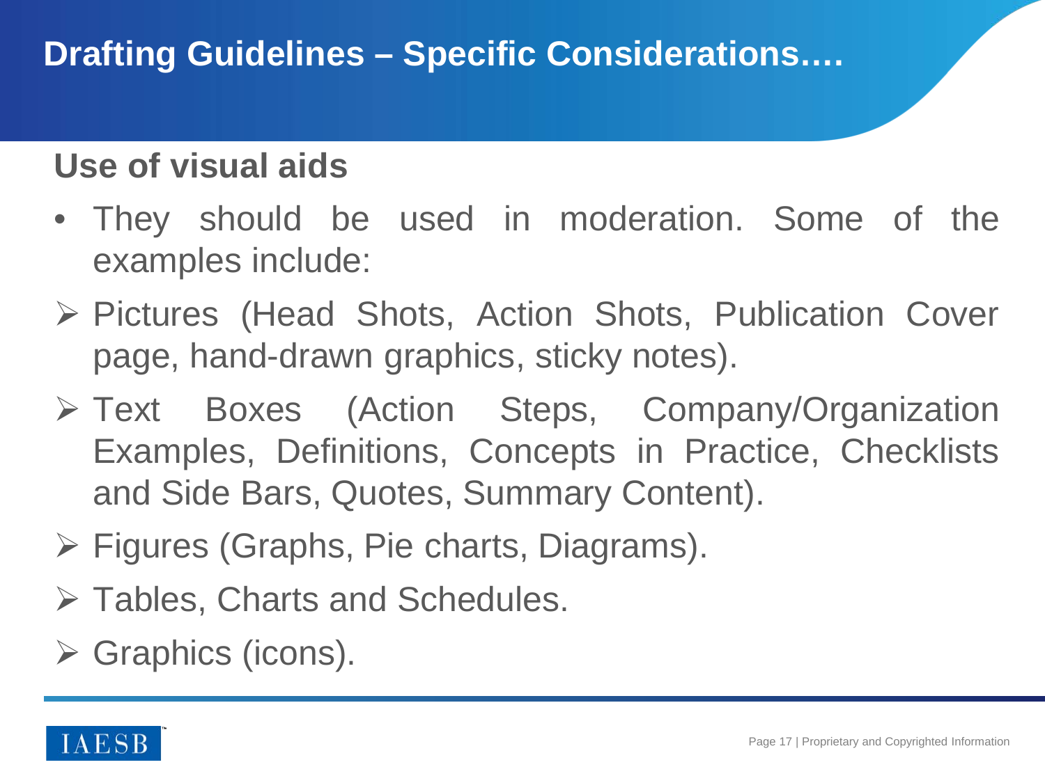# Drafting Guidelines – Specific Considerations….

## Use of visual aids

- They should be used in moderation. Some of the examples include:
  - Pictures (Head Shots, Action Shots, Publication Cover page, hand-drawn graphics, sticky notes).
  - Text Boxes (Action Steps, Company/Organization Examples, Definitions, Concepts in Practice, Checklists and Side Bars, Quotes, Summary Content).
  - Figures (Graphs, Pie charts, Diagrams).
  - Tables, Charts and Schedules.
  - Graphics (icons).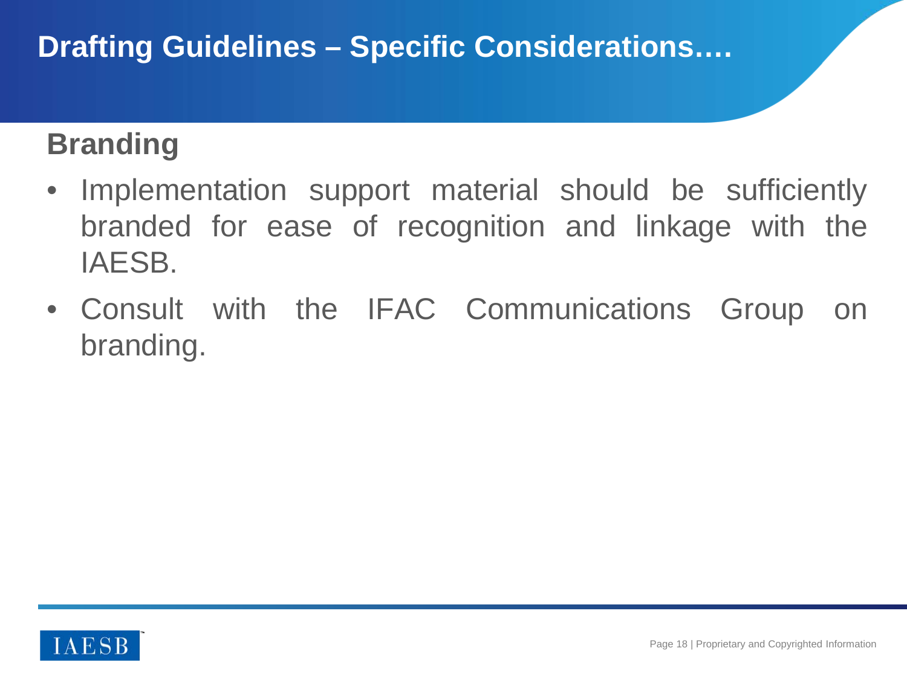# Drafting Guidelines – Specific Considerations….

## Branding

- Implementation support material should be sufficiently branded for ease of recognition and linkage with the IAESB.
- Consult with the IFAC Communications Group on branding.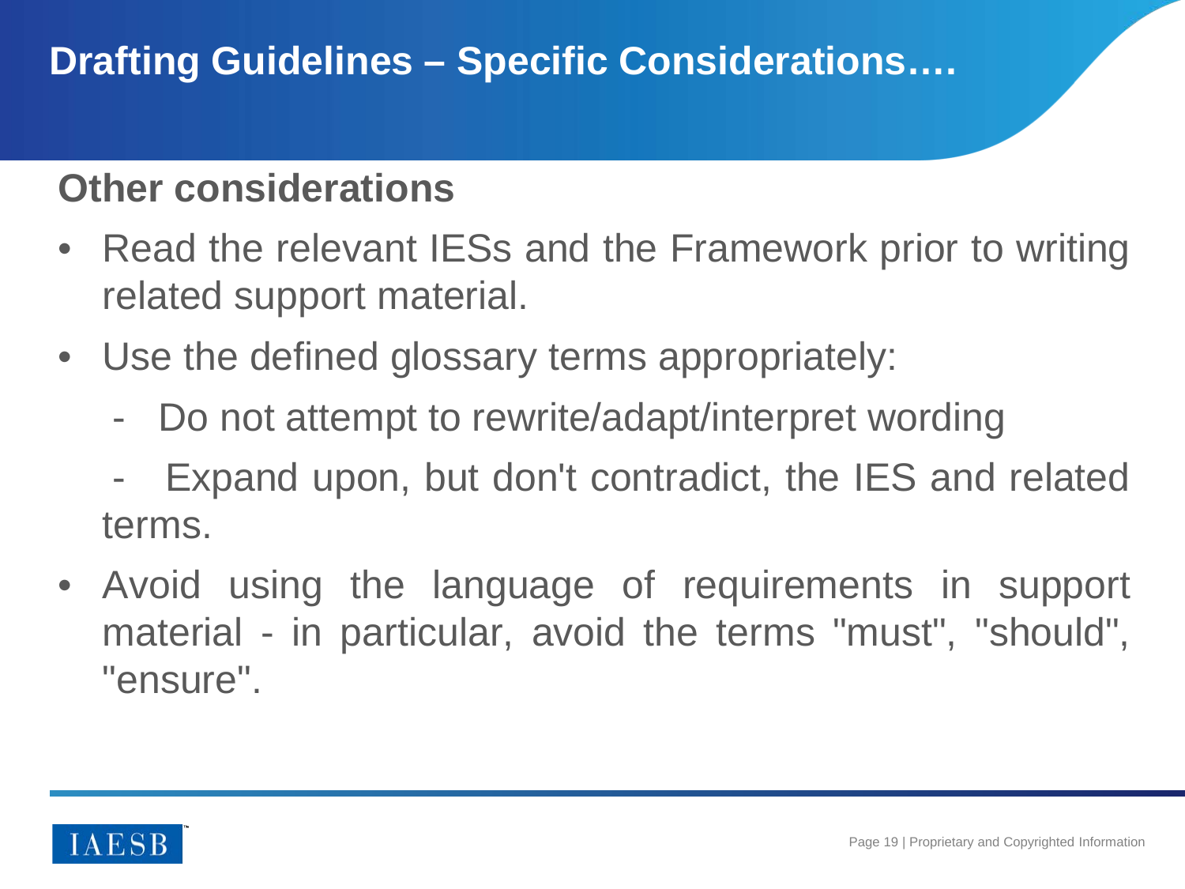# Drafting Guidelines – Specific Considerations….

## Other considerations

- Read the relevant IESs and the Framework prior to writing related support material.
- Use the defined glossary terms appropriately:
  - Do not attempt to rewrite/adapt/interpret wording
  - Expand upon, but don't contradict, the IES and related terms.
- Avoid using the language of requirements in support material - in particular, avoid the terms "must", "should", "ensure".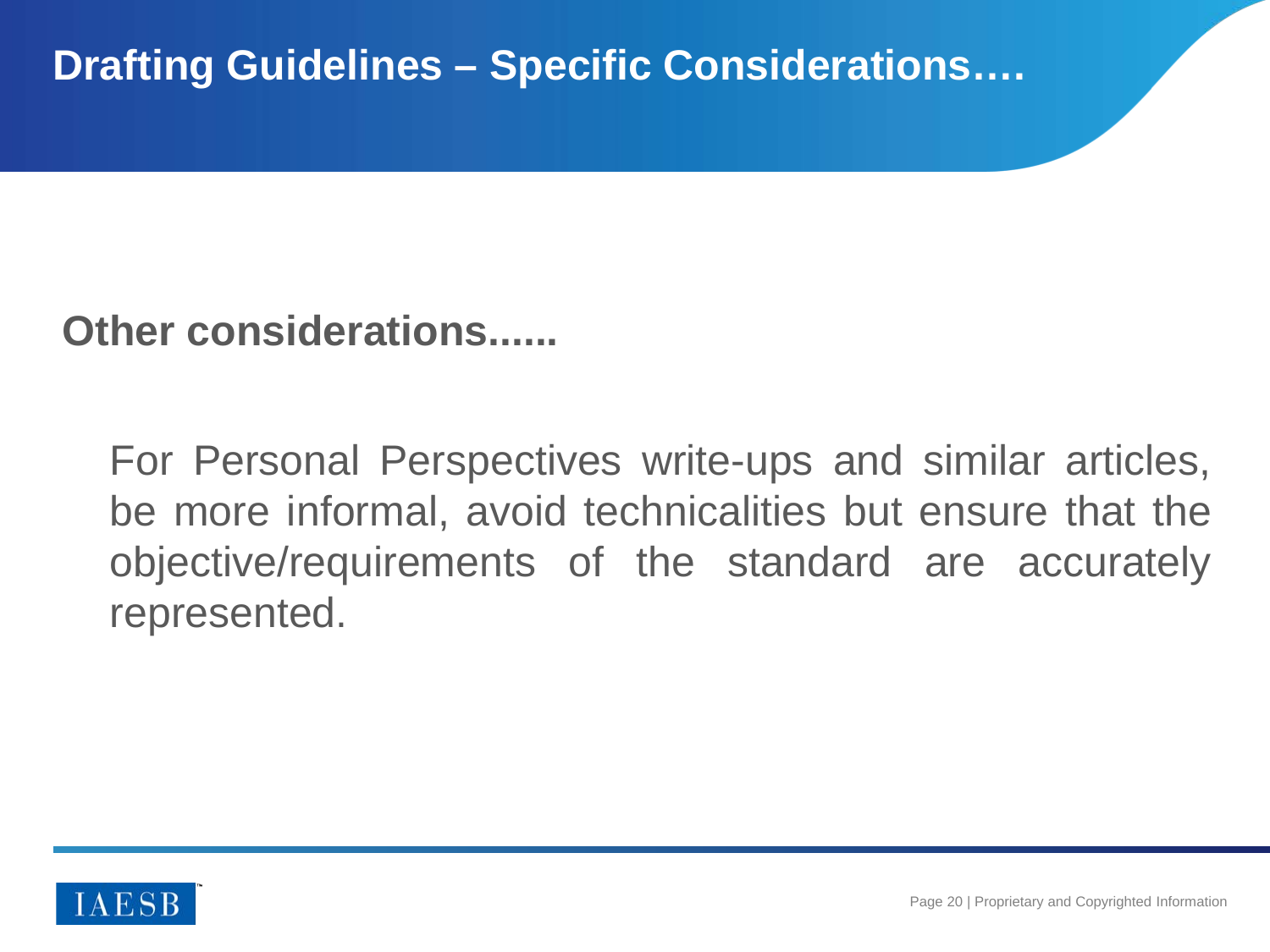# Drafting Guidelines – Specific Considerations….

## Other considerations......

For Personal Perspectives write-ups and similar articles, be more informal, avoid technicalities but ensure that the objective/requirements of the standard are accurately represented.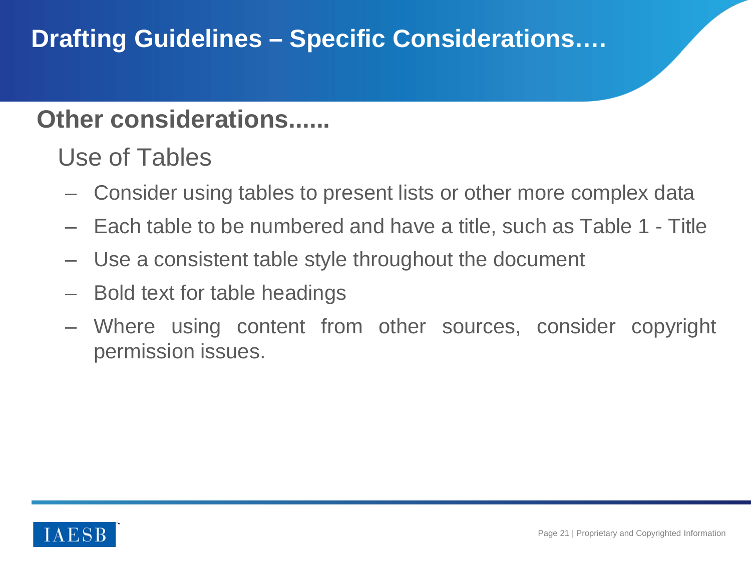# Drafting Guidelines – Specific Considerations….

## Other considerations......

### Use of Tables

- Consider using tables to present lists or other more complex data
- Each table to be numbered and have a title, such as Table 1 - Title
- Use a consistent table style throughout the document
- Bold text for table headings
- Where using content from other sources, consider copyright permission issues.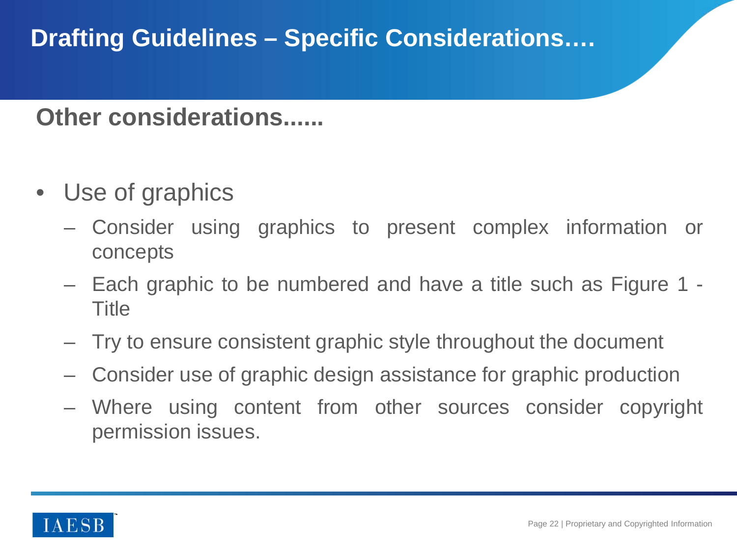# Drafting Guidelines – Specific Considerations….

## Other considerations......

- Use of graphics
  - Consider using graphics to present complex information or concepts
  - Each graphic to be numbered and have a title such as Figure 1 - Title
  - Try to ensure consistent graphic style throughout the document
  - Consider use of graphic design assistance for graphic production
  - Where using content from other sources consider copyright permission issues.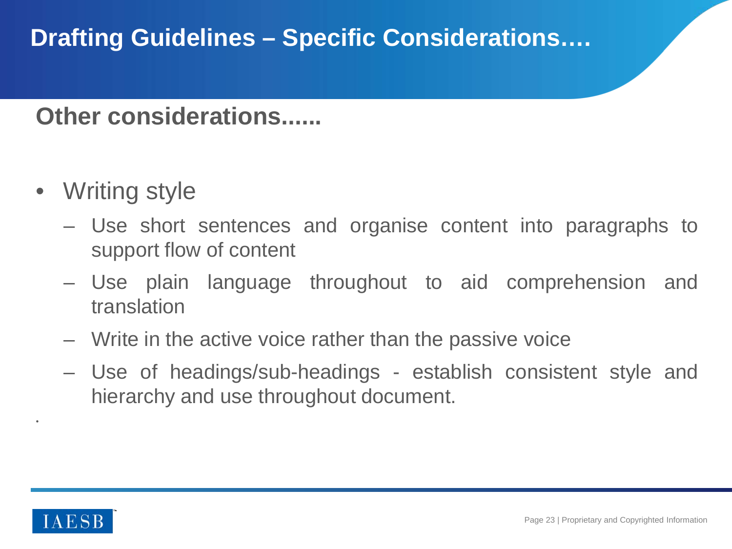# Drafting Guidelines – Specific Considerations….

## Other considerations......

- Writing style
  - Use short sentences and organise content into paragraphs to support flow of content
  - Use plain language throughout to aid comprehension and translation
  - Write in the active voice rather than the passive voice
  - Use of headings/sub-headings - establish consistent style and hierarchy and use throughout document.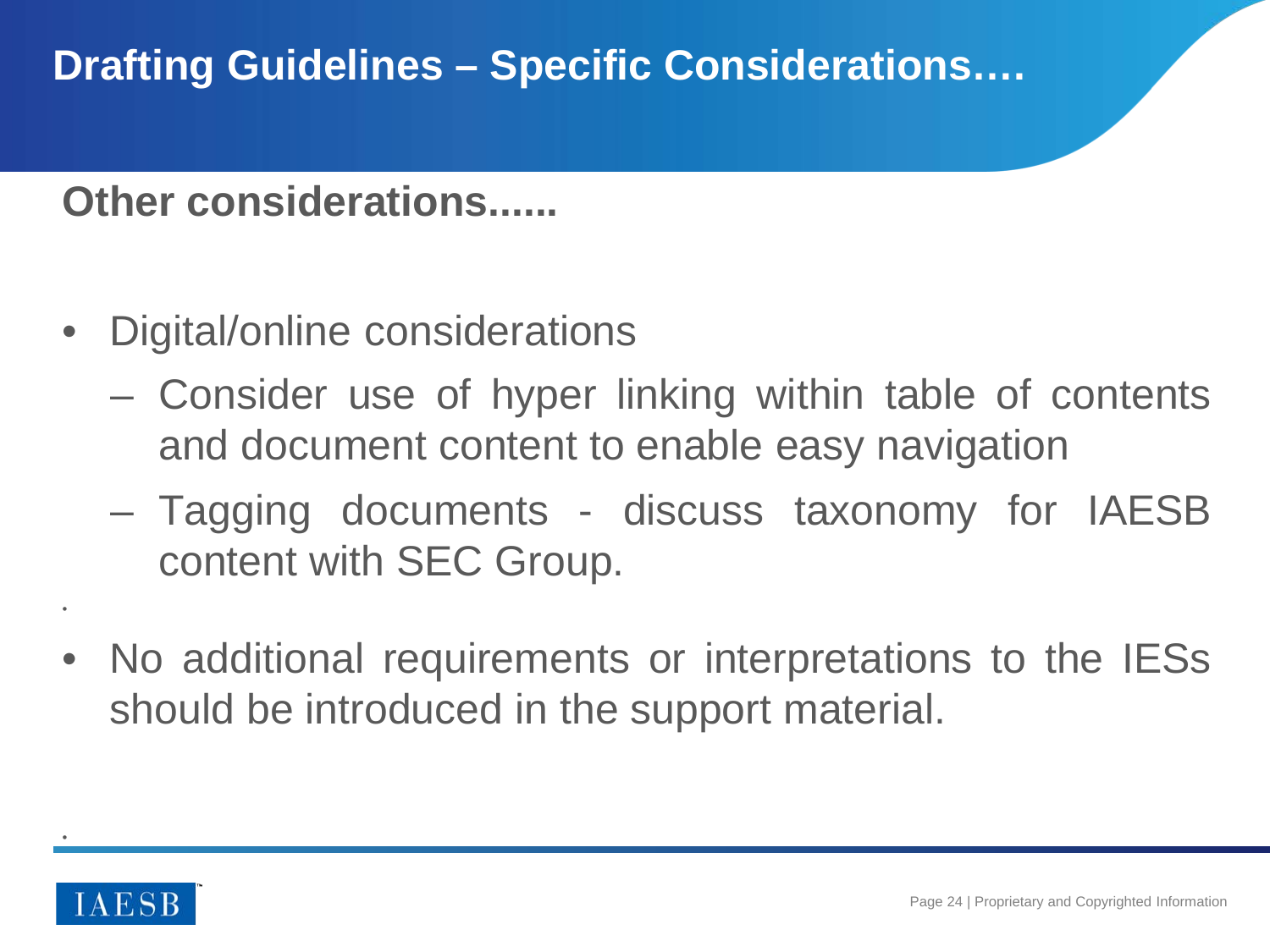# Drafting Guidelines – Specific Considerations….

## Other considerations......

- Digital/online considerations
  - Consider use of hyper linking within table of contents and document content to enable easy navigation
  - Tagging documents - discuss taxonomy for IAESB content with SEC Group.

- No additional requirements or interpretations to the IESs should be introduced in the support material.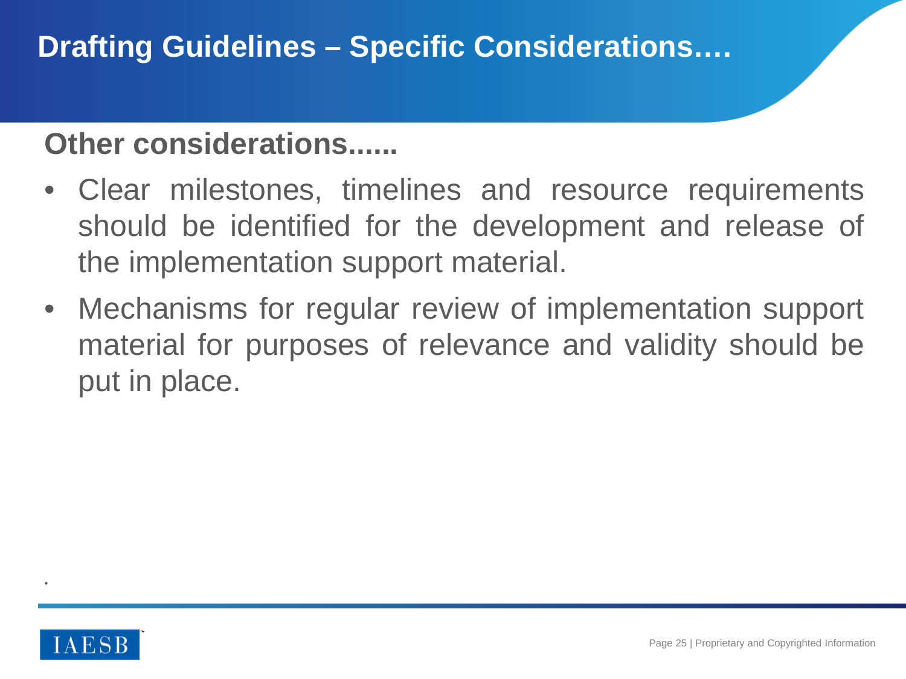# Drafting Guidelines – Specific Considerations….

## Other considerations......

- Clear milestones, timelines and resource requirements should be identified for the development and release of the implementation support material.
- Mechanisms for regular review of implementation support material for purposes of relevance and validity should be put in place.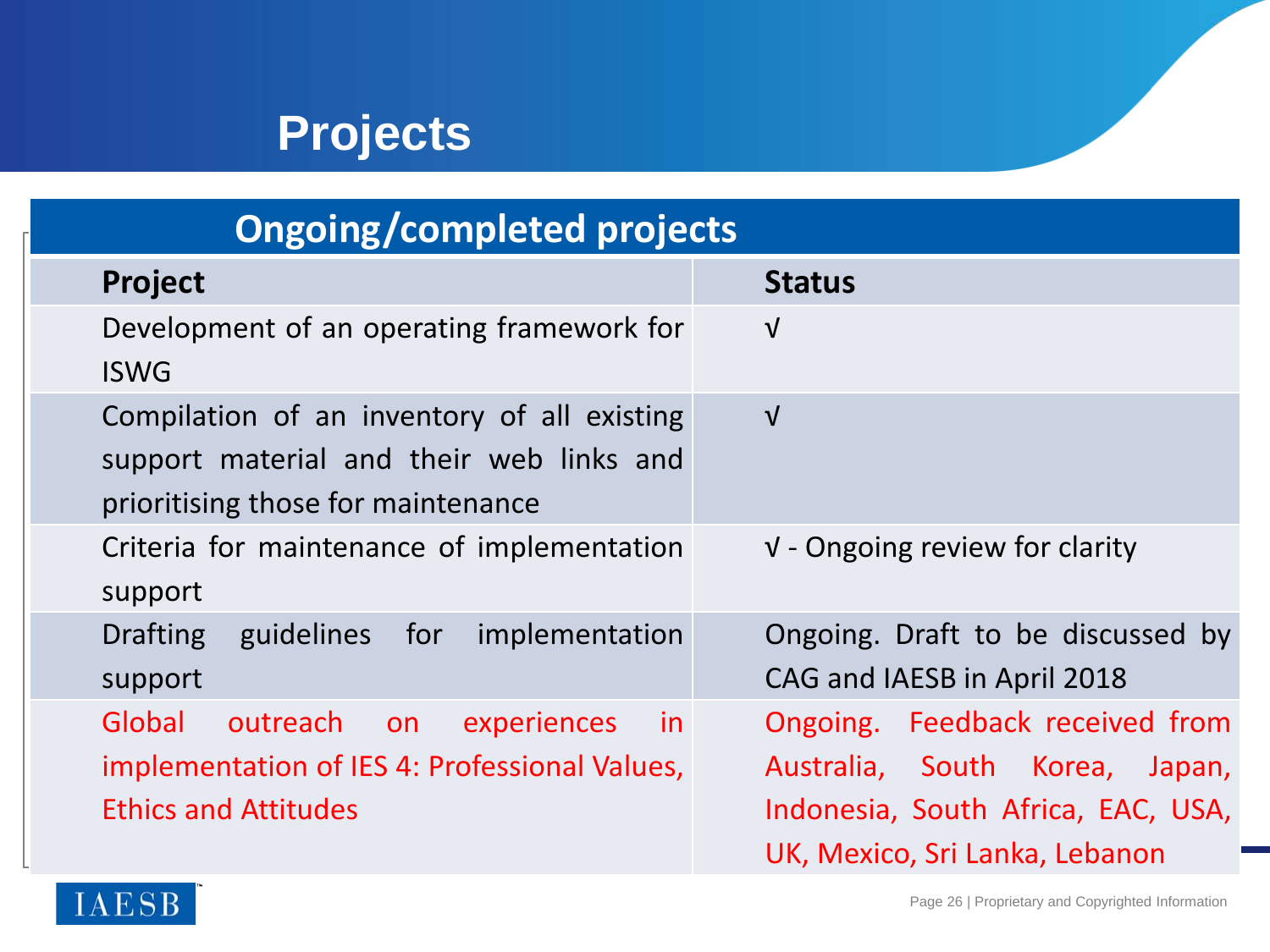# Projects

| Ongoing/completed projects | |
|---|---|
| **Project** | **Status** |
| Development of an operating framework for ISWG | √ |
| Compilation of an inventory of all existing support material and their web links and prioritising those for maintenance | √ |
| Criteria for maintenance of implementation support | √ - Ongoing review for clarity |
| Drafting guidelines for implementation support | Ongoing. Draft to be discussed by CAG and IAESB in April 2018 |
| Global outreach on experiences in implementation of IES 4: Professional Values, Ethics and Attitudes | Ongoing. Feedback received from Australia, South Korea, Japan, Indonesia, South Africa, EAC, USA, UK, Mexico, Sri Lanka, Lebanon |

IAESB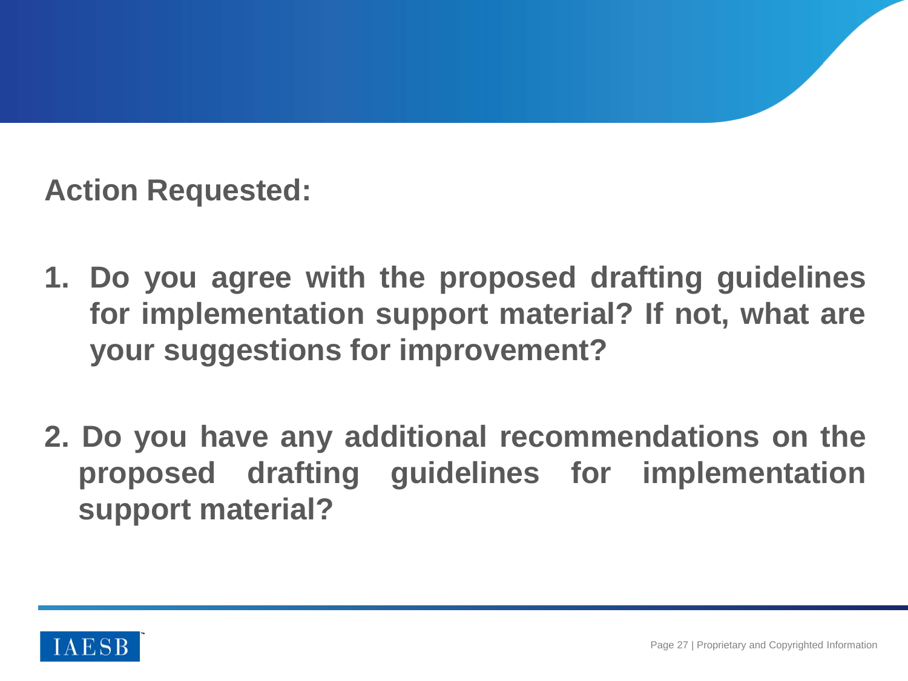**Action Requested:**

1. **Do you agree with the proposed drafting guidelines for implementation support material? If not, what are your suggestions for improvement?**

2. **Do you have any additional recommendations on the proposed drafting guidelines for implementation support material?**